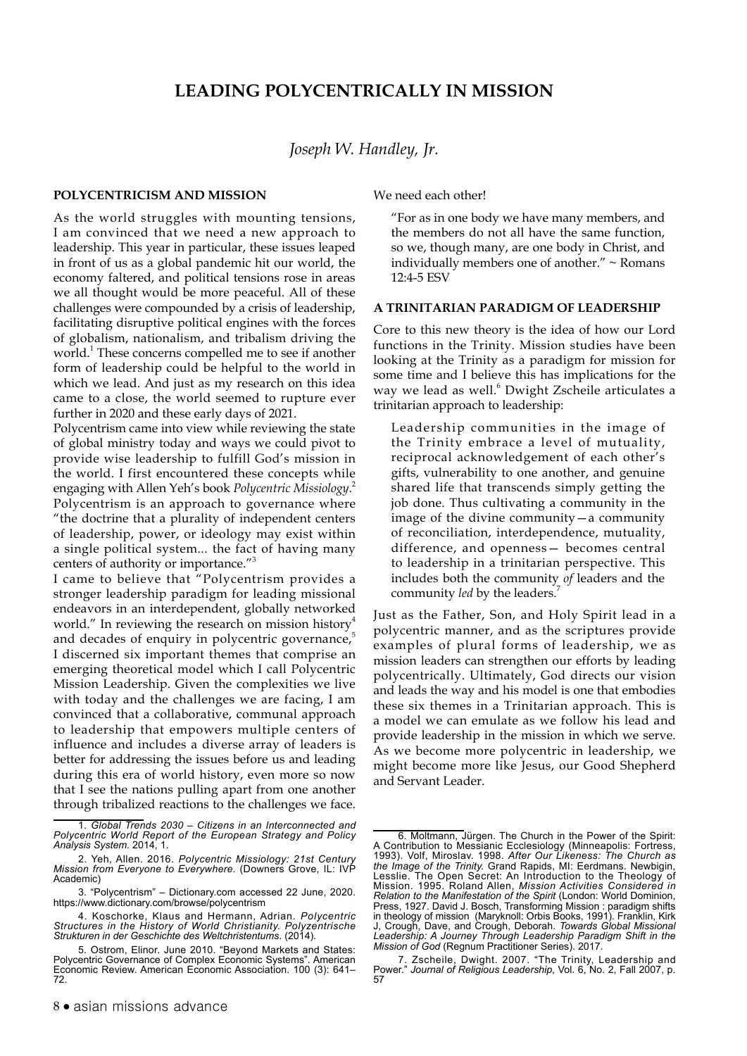# LEADING POLYCENTRICALLY IN MISSION

*Joseph W. Handley, Jr.*

## POLYCENTRICISM AND MISSION

As the world struggles with mounting tensions, I am convinced that we need a new approach to leadership. This year in particular, these issues leaped in front of us as a global pandemic hit our world, the economy faltered, and political tensions rose in areas we all thought would be more peaceful. All of these challenges were compounded by a crisis of leadership, facilitating disruptive political engines with the forces of globalism, nationalism, and tribalism driving the world.[1] These concerns compelled me to see if another form of leadership could be helpful to the world in which we lead. And just as my research on this idea came to a close, the world seemed to rupture ever further in 2020 and these early days of 2021.

Polycentrism came into view while reviewing the state of global ministry today and ways we could pivot to provide wise leadership to fulfill God's mission in the world. I first encountered these concepts while engaging with Allen Yeh's book *Polycentric Missiology*.[2] Polycentrism is an approach to governance where "the doctrine that a plurality of independent centers of leadership, power, or ideology may exist within a single political system... the fact of having many centers of authority or importance."[3]

I came to believe that "Polycentrism provides a stronger leadership paradigm for leading missional endeavors in an interdependent, globally networked world." In reviewing the research on mission history[4] and decades of enquiry in polycentric governance,[5] I discerned six important themes that comprise an emerging theoretical model which I call Polycentric Mission Leadership. Given the complexities we live with today and the challenges we are facing, I am convinced that a collaborative, communal approach to leadership that empowers multiple centers of influence and includes a diverse array of leaders is better for addressing the issues before us and leading during this era of world history, even more so now that I see the nations pulling apart from one another through tribalized reactions to the challenges we face. We need each other!

> "For as in one body we have many members, and the members do not all have the same function, so we, though many, are one body in Christ, and individually members one of another." ~ Romans 12:4-5 ESV

## A TRINITARIAN PARADIGM OF LEADERSHIP

Core to this new theory is the idea of how our Lord functions in the Trinity. Mission studies have been looking at the Trinity as a paradigm for mission for some time and I believe this has implications for the way we lead as well.[6] Dwight Zscheile articulates a trinitarian approach to leadership:

> Leadership communities in the image of the Trinity embrace a level of mutuality, reciprocal acknowledgement of each other's gifts, vulnerability to one another, and genuine shared life that transcends simply getting the job done. Thus cultivating a community in the image of the divine community—a community of reconciliation, interdependence, mutuality, difference, and openness— becomes central to leadership in a trinitarian perspective. This includes both the community *of* leaders and the community *led* by the leaders.[7]

Just as the Father, Son, and Holy Spirit lead in a polycentric manner, and as the scriptures provide examples of plural forms of leadership, we as mission leaders can strengthen our efforts by leading polycentrically. Ultimately, God directs our vision and leads the way and his model is one that embodies these six themes in a Trinitarian approach. This is a model we can emulate as we follow his lead and provide leadership in the mission in which we serve. As we become more polycentric in leadership, we might become more like Jesus, our Good Shepherd and Servant Leader.

---

1. *Global Trends 2030 – Citizens in an Interconnected and Polycentric World Report of the European Strategy and Policy Analysis System.* 2014, 1.

2. Yeh, Allen. 2016. *Polycentric Missiology: 21st Century Mission from Everyone to Everywhere.* (Downers Grove, IL: IVP Academic)

3. "Polycentrism" – Dictionary.com accessed 22 June, 2020. https://www.dictionary.com/browse/polycentrism

4. Koschorke, Klaus and Hermann, Adrian. *Polycentric Structures in the History of World Christianity. Polyzentrische Strukturen in der Geschichte des Weltchristentums.* (2014).

5. Ostrom, Elinor. June 2010. "Beyond Markets and States: Polycentric Governance of Complex Economic Systems". American Economic Review. American Economic Association. 100 (3): 641–72.

6. Moltmann, Jürgen. The Church in the Power of the Spirit: A Contribution to Messianic Ecclesiology (Minneapolis: Fortress, 1993). Volf, Miroslav. 1998. *After Our Likeness: The Church as the Image of the Trinity.* Grand Rapids, MI: Eerdmans. Newbigin, Lesslie. The Open Secret: An Introduction to the Theology of Mission. 1995. Roland Allen, *Mission Activities Considered in Relation to the Manifestation of the Spirit* (London: World Dominion, Press, 1927. David J. Bosch, Transforming Mission : paradigm shifts in theology of mission (Maryknoll: Orbis Books, 1991). Franklin, Kirk J, Crough, Dave, and Crough, Deborah. *Towards Global Missional Leadership: A Journey Through Leadership Paradigm Shift in the Mission of God* (Regnum Practitioner Series). 2017.

7. Zscheile, Dwight. 2007. "The Trinity, Leadership and Power." *Journal of Religious Leadership*, Vol. 6, No. 2, Fall 2007, p. 57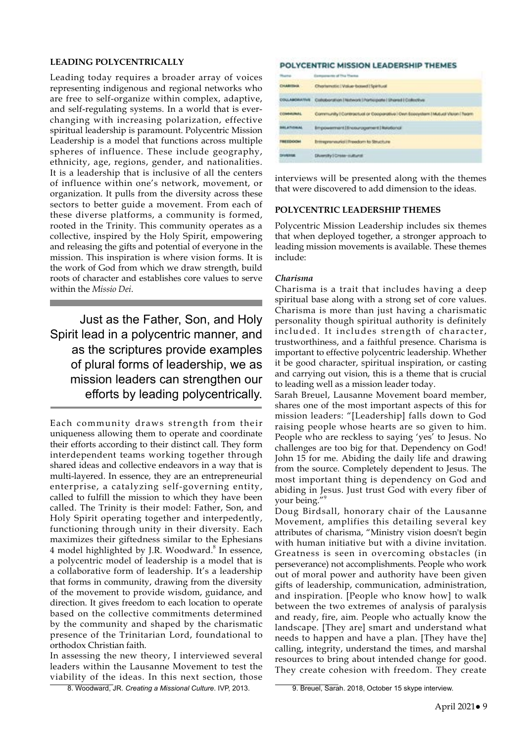## LEADING POLYCENTRICALLY

Leading today requires a broader array of voices representing indigenous and regional networks who are free to self-organize within complex, adaptive, and self-regulating systems. In a world that is ever-changing with increasing polarization, effective spiritual leadership is paramount. Polycentric Mission Leadership is a model that functions across multiple spheres of influence. These include geography, ethnicity, age, regions, gender, and nationalities. It is a leadership that is inclusive of all the centers of influence within one's network, movement, or organization. It pulls from the diversity across these sectors to better guide a movement. From each of these diverse platforms, a community is formed, rooted in the Trinity. This community operates as a collective, inspired by the Holy Spirit, empowering and releasing the gifts and potential of everyone in the mission. This inspiration is where vision forms. It is the work of God from which we draw strength, build roots of character and establishes core values to serve within the *Missio Dei*.

> Just as the Father, Son, and Holy Spirit lead in a polycentric manner, and as the scriptures provide examples of plural forms of leadership, we as mission leaders can strengthen our efforts by leading polycentrically.

Each community draws strength from their uniqueness allowing them to operate and coordinate their efforts according to their distinct call. They form interdependent teams working together through shared ideas and collective endeavors in a way that is multi-layered. In essence, they are an entrepreneurial enterprise, a catalyzing self-governing entity, called to fulfill the mission to which they have been called. The Trinity is their model: Father, Son, and Holy Spirit operating together and interpedently, functioning through unity in their diversity. Each maximizes their giftedness similar to the Ephesians 4 model highlighted by J.R. Woodward.[8] In essence, a polycentric model of leadership is a model that is a collaborative form of leadership. It's a leadership that forms in community, drawing from the diversity of the movement to provide wisdom, guidance, and direction. It gives freedom to each location to operate based on the collective commitments determined by the community and shaped by the charismatic presence of the Trinitarian Lord, foundational to orthodox Christian faith.

In assessing the new theory, I interviewed several leaders within the Lausanne Movement to test the viability of the ideas. In this next section, those interviews will be presented along with the themes that were discovered to add dimension to the ideas.

8. Woodward, JR. *Creating a Missional Culture*. IVP, 2013.

### POLYCENTRIC MISSION LEADERSHIP THEMES

| Theme | Components of The Theme |
|---|---|
| CHARISMA | Charismatic \| Value-based \| Spiritual |
| COLLABORATIVE | Collaboration \| Network \| Participate \| Shared \| Collective |
| COMMUNAL | Community \| Contractual or Cooperative \| Own Ecosystem \| Mutual Vision \| Team |
| RELATIONAL | Empowerment \| Encouragement \| Relational |
| FREEDOM | Entrepreneurial \| Freedom to Structure |
| DIVERSE | Diversity \| Cross-cultural |

## POLYCENTRIC LEADERSHIP THEMES

Polycentric Mission Leadership includes six themes that when deployed together, a stronger approach to leading mission movements is available. These themes include:

### *Charisma*

Charisma is a trait that includes having a deep spiritual base along with a strong set of core values. Charisma is more than just having a charismatic personality though spiritual authority is definitely included. It includes strength of character, trustworthiness, and a faithful presence. Charisma is important to effective polycentric leadership. Whether it be good character, spiritual inspiration, or casting and carrying out vision, this is a theme that is crucial to leading well as a mission leader today.

Sarah Breuel, Lausanne Movement board member, shares one of the most important aspects of this for mission leaders: "[Leadership] falls down to God raising people whose hearts are so given to him. People who are reckless to saying 'yes' to Jesus. No challenges are too big for that. Dependency on God! John 15 for me. Abiding the daily life and drawing from the source. Completely dependent to Jesus. The most important thing is dependency on God and abiding in Jesus. Just trust God with every fiber of your being."[9]

Doug Birdsall, honorary chair of the Lausanne Movement, amplifies this detailing several key attributes of charisma, "Ministry vision doesn't begin with human initiative but with a divine invitation. Greatness is seen in overcoming obstacles (in perseverance) not accomplishments. People who work out of moral power and authority have been given gifts of leadership, communication, administration, and inspiration. [People who know how] to walk between the two extremes of analysis of paralysis and ready, fire, aim. People who actually know the landscape. [They are] smart and understand what needs to happen and have a plan. [They have the] calling, integrity, understand the times, and marshal resources to bring about intended change for good. They create cohesion with freedom. They create

9. Breuel, Sarah. 2018, October 15 skype interview.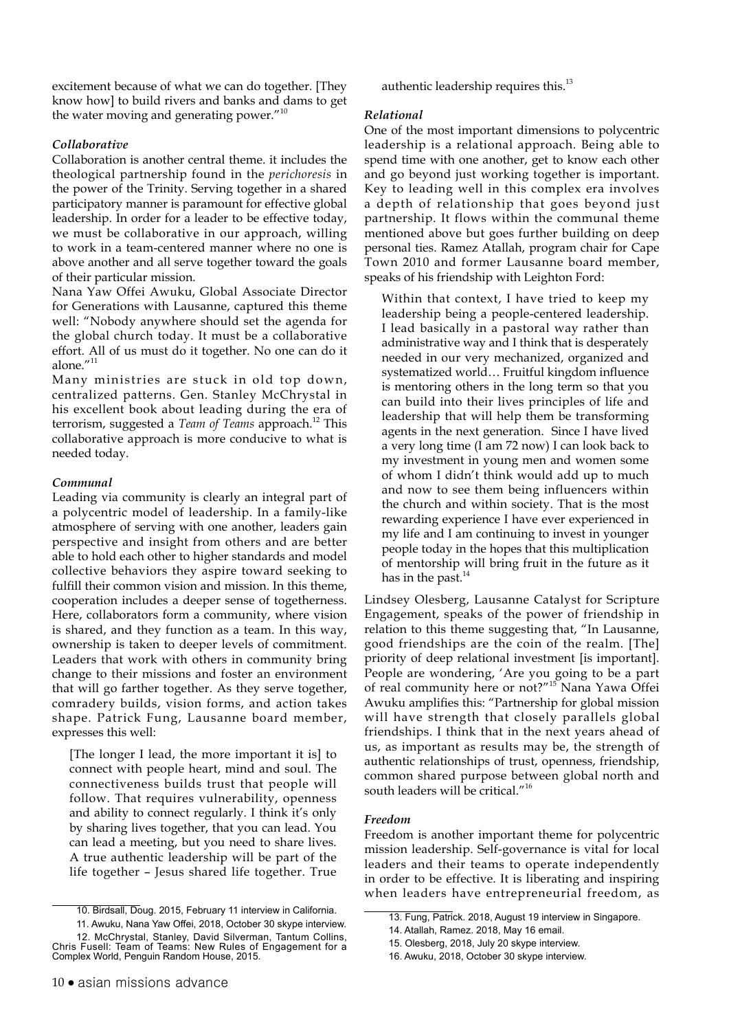excitement because of what we can do together. [They know how] to build rivers and banks and dams to get the water moving and generating power."[10]

### *Collaborative*

Collaboration is another central theme. it includes the theological partnership found in the *perichoresis* in the power of the Trinity. Serving together in a shared participatory manner is paramount for effective global leadership. In order for a leader to be effective today, we must be collaborative in our approach, willing to work in a team-centered manner where no one is above another and all serve together toward the goals of their particular mission.

Nana Yaw Offei Awuku, Global Associate Director for Generations with Lausanne, captured this theme well: "Nobody anywhere should set the agenda for the global church today. It must be a collaborative effort. All of us must do it together. No one can do it alone."[11]

Many ministries are stuck in old top down, centralized patterns. Gen. Stanley McChrystal in his excellent book about leading during the era of terrorism, suggested a *Team of Teams* approach.[12] This collaborative approach is more conducive to what is needed today.

### *Communal*

Leading via community is clearly an integral part of a polycentric model of leadership. In a family-like atmosphere of serving with one another, leaders gain perspective and insight from others and are better able to hold each other to higher standards and model collective behaviors they aspire toward seeking to fulfill their common vision and mission. In this theme, cooperation includes a deeper sense of togetherness. Here, collaborators form a community, where vision is shared, and they function as a team. In this way, ownership is taken to deeper levels of commitment. Leaders that work with others in community bring change to their missions and foster an environment that will go farther together. As they serve together, comradery builds, vision forms, and action takes shape. Patrick Fung, Lausanne board member, expresses this well:

> [The longer I lead, the more important it is] to connect with people heart, mind and soul. The connectiveness builds trust that people will follow. That requires vulnerability, openness and ability to connect regularly. I think it's only by sharing lives together, that you can lead. You can lead a meeting, but you need to share lives. A true authentic leadership will be part of the life together – Jesus shared life together. True authentic leadership requires this.[13]

### *Relational*

One of the most important dimensions to polycentric leadership is a relational approach. Being able to spend time with one another, get to know each other and go beyond just working together is important. Key to leading well in this complex era involves a depth of relationship that goes beyond just partnership. It flows within the communal theme mentioned above but goes further building on deep personal ties. Ramez Atallah, program chair for Cape Town 2010 and former Lausanne board member, speaks of his friendship with Leighton Ford:

> Within that context, I have tried to keep my leadership being a people-centered leadership. I lead basically in a pastoral way rather than administrative way and I think that is desperately needed in our very mechanized, organized and systematized world… Fruitful kingdom influence is mentoring others in the long term so that you can build into their lives principles of life and leadership that will help them be transforming agents in the next generation. Since I have lived a very long time (I am 72 now) I can look back to my investment in young men and women some of whom I didn't think would add up to much and now to see them being influencers within the church and within society. That is the most rewarding experience I have ever experienced in my life and I am continuing to invest in younger people today in the hopes that this multiplication of mentorship will bring fruit in the future as it has in the past.[14]

Lindsey Olesberg, Lausanne Catalyst for Scripture Engagement, speaks of the power of friendship in relation to this theme suggesting that, "In Lausanne, good friendships are the coin of the realm. [The] priority of deep relational investment [is important]. People are wondering, 'Are you going to be a part of real community here or not?"[15] Nana Yawa Offei Awuku amplifies this: "Partnership for global mission will have strength that closely parallels global friendships. I think that in the next years ahead of us, as important as results may be, the strength of authentic relationships of trust, openness, friendship, common shared purpose between global north and south leaders will be critical."[16]

### *Freedom*

Freedom is another important theme for polycentric mission leadership. Self-governance is vital for local leaders and their teams to operate independently in order to be effective. It is liberating and inspiring when leaders have entrepreneurial freedom, as

---

10. Birdsall, Doug. 2015, February 11 interview in California.
11. Awuku, Nana Yaw Offei, 2018, October 30 skype interview.
12. McChrystal, Stanley, David Silverman, Tantum Collins, Chris Fusell: Team of Teams: New Rules of Engagement for a Complex World, Penguin Random House, 2015.
13. Fung, Patrick. 2018, August 19 interview in Singapore.
14. Atallah, Ramez. 2018, May 16 email.
15. Olesberg, 2018, July 20 skype interview.
16. Awuku, 2018, October 30 skype interview.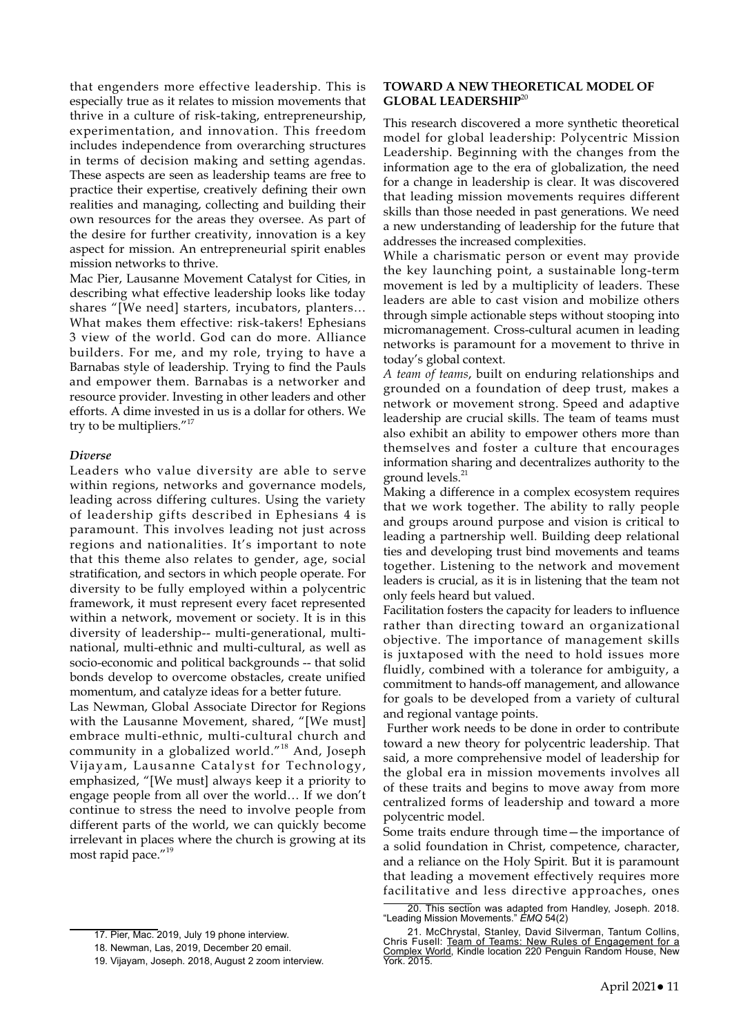that engenders more effective leadership. This is especially true as it relates to mission movements that thrive in a culture of risk-taking, entrepreneurship, experimentation, and innovation. This freedom includes independence from overarching structures in terms of decision making and setting agendas. These aspects are seen as leadership teams are free to practice their expertise, creatively defining their own realities and managing, collecting and building their own resources for the areas they oversee. As part of the desire for further creativity, innovation is a key aspect for mission. An entrepreneurial spirit enables mission networks to thrive.

Mac Pier, Lausanne Movement Catalyst for Cities, in describing what effective leadership looks like today shares "[We need] starters, incubators, planters… What makes them effective: risk-takers! Ephesians 3 view of the world. God can do more. Alliance builders. For me, and my role, trying to have a Barnabas style of leadership. Trying to find the Pauls and empower them. Barnabas is a networker and resource provider. Investing in other leaders and other efforts. A dime invested in us is a dollar for others. We try to be multipliers."[17]

***Diverse***

Leaders who value diversity are able to serve within regions, networks and governance models, leading across differing cultures. Using the variety of leadership gifts described in Ephesians 4 is paramount. This involves leading not just across regions and nationalities. It's important to note that this theme also relates to gender, age, social stratification, and sectors in which people operate. For diversity to be fully employed within a polycentric framework, it must represent every facet represented within a network, movement or society. It is in this diversity of leadership-- multi-generational, multi-national, multi-ethnic and multi-cultural, as well as socio-economic and political backgrounds -- that solid bonds develop to overcome obstacles, create unified momentum, and catalyze ideas for a better future.

Las Newman, Global Associate Director for Regions with the Lausanne Movement, shared, "[We must] embrace multi-ethnic, multi-cultural church and community in a globalized world."[18] And, Joseph Vijayam, Lausanne Catalyst for Technology, emphasized, "[We must] always keep it a priority to engage people from all over the world… If we don't continue to stress the need to involve people from different parts of the world, we can quickly become irrelevant in places where the church is growing at its most rapid pace."[19]

**TOWARD A NEW THEORETICAL MODEL OF GLOBAL LEADERSHIP**[20]

This research discovered a more synthetic theoretical model for global leadership: Polycentric Mission Leadership. Beginning with the changes from the information age to the era of globalization, the need for a change in leadership is clear. It was discovered that leading mission movements requires different skills than those needed in past generations. We need a new understanding of leadership for the future that addresses the increased complexities.

While a charismatic person or event may provide the key launching point, a sustainable long-term movement is led by a multiplicity of leaders. These leaders are able to cast vision and mobilize others through simple actionable steps without stooping into micromanagement. Cross-cultural acumen in leading networks is paramount for a movement to thrive in today's global context.

*A team of teams*, built on enduring relationships and grounded on a foundation of deep trust, makes a network or movement strong. Speed and adaptive leadership are crucial skills. The team of teams must also exhibit an ability to empower others more than themselves and foster a culture that encourages information sharing and decentralizes authority to the ground levels.[21]

Making a difference in a complex ecosystem requires that we work together. The ability to rally people and groups around purpose and vision is critical to leading a partnership well. Building deep relational ties and developing trust bind movements and teams together. Listening to the network and movement leaders is crucial, as it is in listening that the team not only feels heard but valued.

Facilitation fosters the capacity for leaders to influence rather than directing toward an organizational objective. The importance of management skills is juxtaposed with the need to hold issues more fluidly, combined with a tolerance for ambiguity, a commitment to hands-off management, and allowance for goals to be developed from a variety of cultural and regional vantage points.

Further work needs to be done in order to contribute toward a new theory for polycentric leadership. That said, a more comprehensive model of leadership for the global era in mission movements involves all of these traits and begins to move away from more centralized forms of leadership and toward a more polycentric model.

Some traits endure through time—the importance of a solid foundation in Christ, competence, character, and a reliance on the Holy Spirit. But it is paramount that leading a movement effectively requires more facilitative and less directive approaches, ones

17. Pier, Mac. 2019, July 19 phone interview.

18. Newman, Las, 2019, December 20 email.

19. Vijayam, Joseph. 2018, August 2 zoom interview.

20. This section was adapted from Handley, Joseph. 2018. "Leading Mission Movements." *EMQ* 54(2)

21. McChrystal, Stanley, David Silverman, Tantum Collins, Chris Fusell: Team of Teams: New Rules of Engagement for a Complex World, Kindle location 220 Penguin Random House, New York. 2015.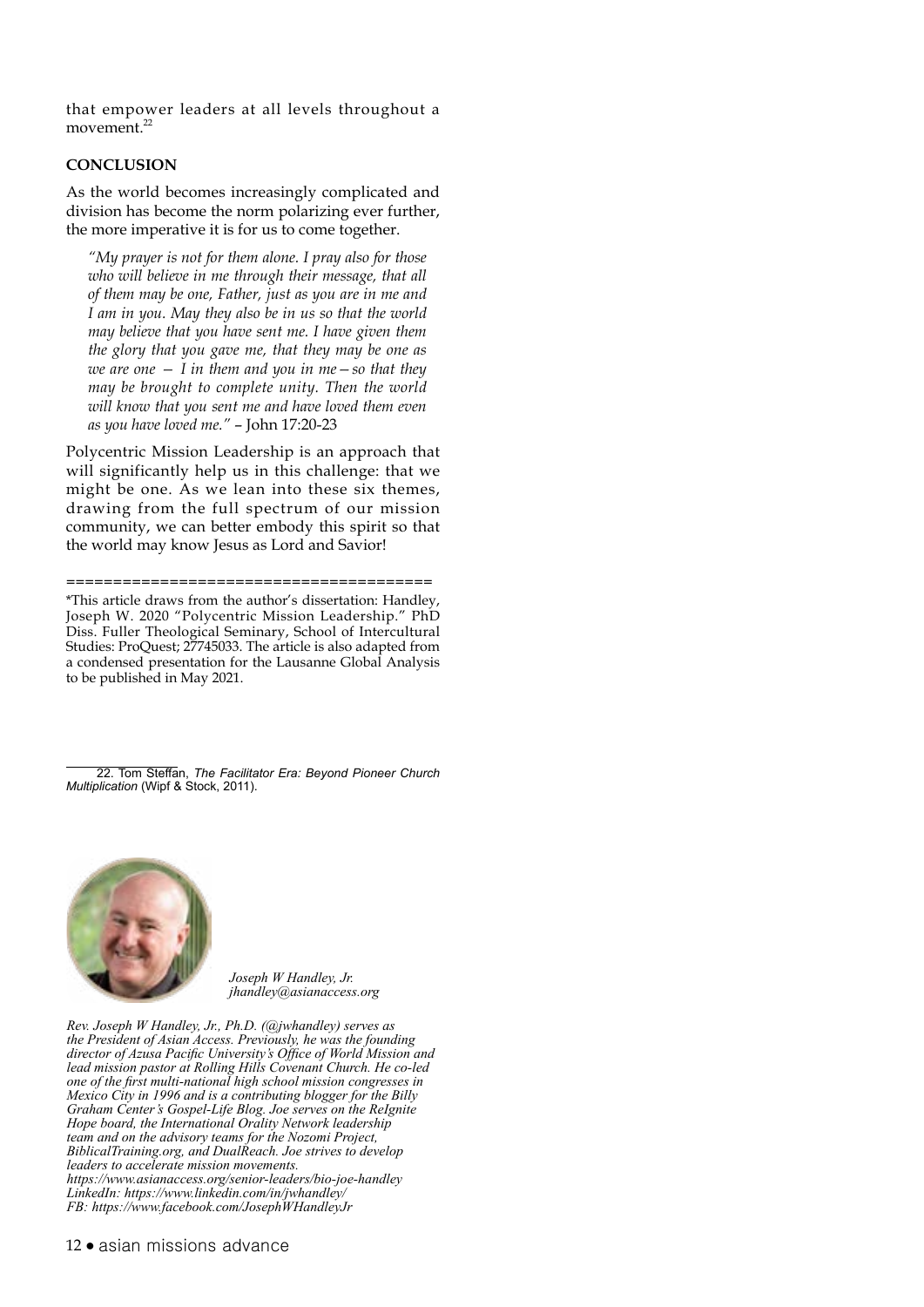that empower leaders at all levels throughout a movement.[22]

**CONCLUSION**

As the world becomes increasingly complicated and division has become the norm polarizing ever further, the more imperative it is for us to come together.

> *"My prayer is not for them alone. I pray also for those who will believe in me through their message, that all of them may be one, Father, just as you are in me and I am in you. May they also be in us so that the world may believe that you have sent me. I have given them the glory that you gave me, that they may be one as we are one — I in them and you in me—so that they may be brought to complete unity. Then the world will know that you sent me and have loved them even as you have loved me."* – John 17:20-23

Polycentric Mission Leadership is an approach that will significantly help us in this challenge: that we might be one. As we lean into these six themes, drawing from the full spectrum of our mission community, we can better embody this spirit so that the world may know Jesus as Lord and Savior!

======================================

*This article draws from the author's dissertation: Handley, Joseph W. 2020 "Polycentric Mission Leadership." PhD Diss. Fuller Theological Seminary, School of Intercultural Studies: ProQuest; 27745033. The article is also adapted from a condensed presentation for the Lausanne Global Analysis to be published in May 2021.

22. Tom Steffan, *The Facilitator Era: Beyond Pioneer Church Multiplication* (Wipf & Stock, 2011).

*Joseph W Handley, Jr.*
*jhandley@asianaccess.org*

*Rev. Joseph W Handley, Jr., Ph.D. (@jwhandley) serves as the President of Asian Access. Previously, he was the founding director of Azusa Pacific University's Office of World Mission and lead mission pastor at Rolling Hills Covenant Church. He co-led one of the first multi-national high school mission congresses in Mexico City in 1996 and is a contributing blogger for the Billy Graham Center's Gospel-Life Blog. Joe serves on the ReIgnite Hope board, the International Orality Network leadership team and on the advisory teams for the Nozomi Project, BiblicalTraining.org, and DualReach. Joe strives to develop leaders to accelerate mission movements.*
*https://www.asianaccess.org/senior-leaders/bio-joe-handley*
*LinkedIn: https://www.linkedin.com/in/jwhandley/*
*FB: https://www.facebook.com/JosephWHandleyJr*